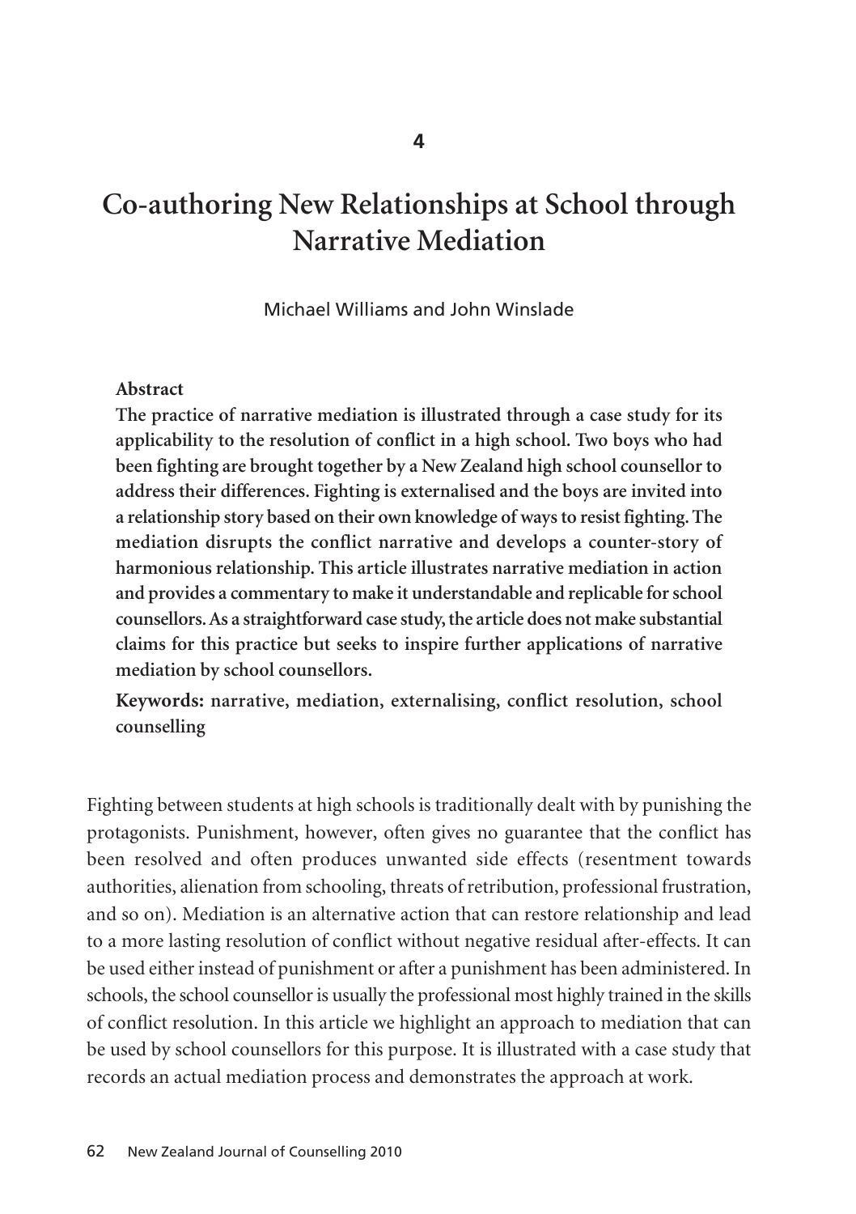4

# Co-authoring New Relationships at School through Narrative Mediation

Michael Williams and John Winslade

**Abstract**

**The practice of narrative mediation is illustrated through a case study for its applicability to the resolution of conflict in a high school. Two boys who had been fighting are brought together by a New Zealand high school counsellor to address their differences. Fighting is externalised and the boys are invited into a relationship story based on their own knowledge of ways to resist fighting. The mediation disrupts the conflict narrative and develops a counter-story of harmonious relationship. This article illustrates narrative mediation in action and provides a commentary to make it understandable and replicable for school counsellors. As a straightforward case study, the article does not make substantial claims for this practice but seeks to inspire further applications of narrative mediation by school counsellors.**

**Keywords: narrative, mediation, externalising, conflict resolution, school counselling**

Fighting between students at high schools is traditionally dealt with by punishing the protagonists. Punishment, however, often gives no guarantee that the conflict has been resolved and often produces unwanted side effects (resentment towards authorities, alienation from schooling, threats of retribution, professional frustration, and so on). Mediation is an alternative action that can restore relationship and lead to a more lasting resolution of conflict without negative residual after-effects. It can be used either instead of punishment or after a punishment has been administered. In schools, the school counsellor is usually the professional most highly trained in the skills of conflict resolution. In this article we highlight an approach to mediation that can be used by school counsellors for this purpose. It is illustrated with a case study that records an actual mediation process and demonstrates the approach at work.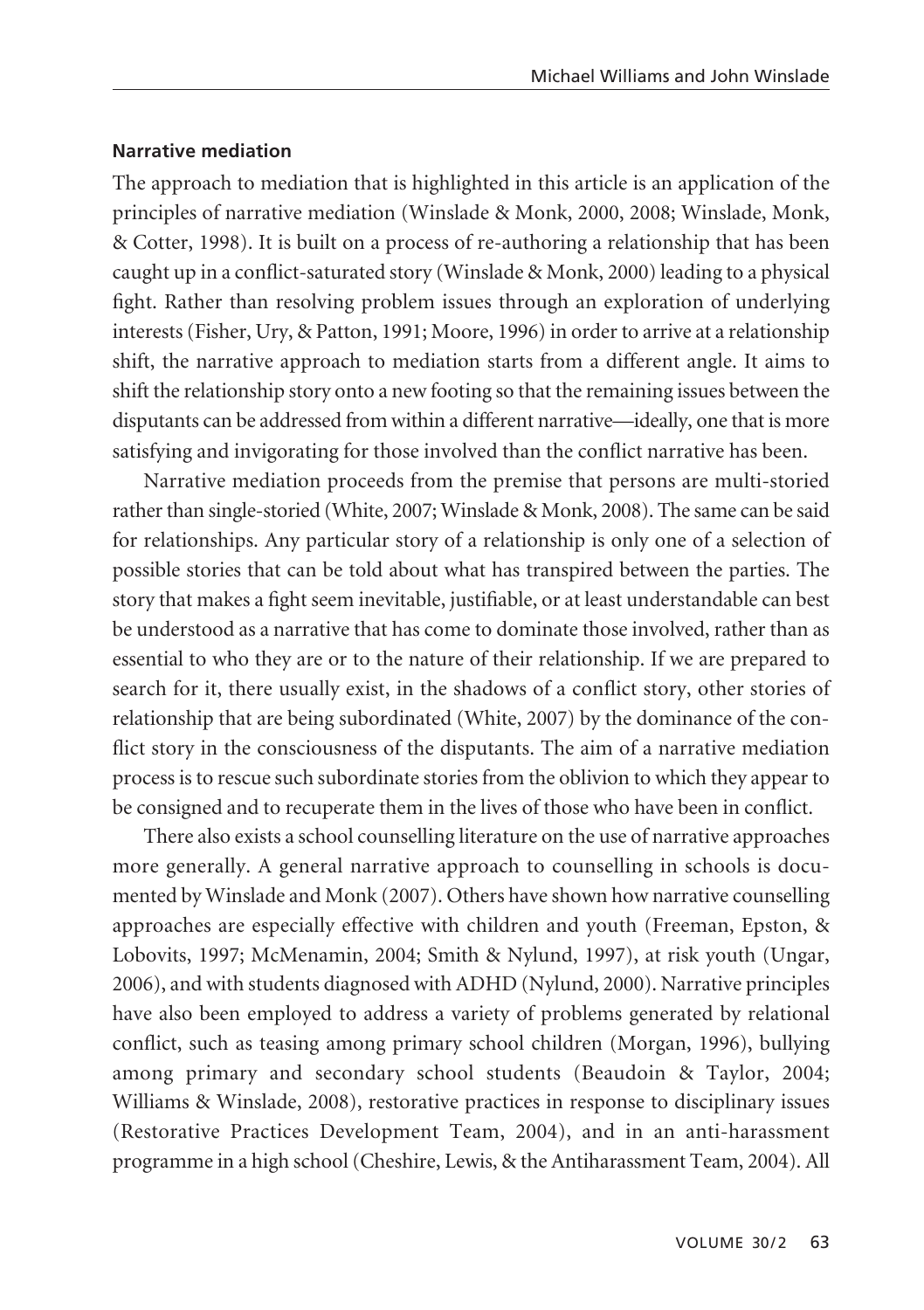### Narrative mediation

The approach to mediation that is highlighted in this article is an application of the principles of narrative mediation (Winslade & Monk, 2000, 2008; Winslade, Monk, & Cotter, 1998). It is built on a process of re-authoring a relationship that has been caught up in a conflict-saturated story (Winslade & Monk, 2000) leading to a physical fight. Rather than resolving problem issues through an exploration of underlying interests (Fisher, Ury, & Patton, 1991; Moore, 1996) in order to arrive at a relationship shift, the narrative approach to mediation starts from a different angle. It aims to shift the relationship story onto a new footing so that the remaining issues between the disputants can be addressed from within a different narrative—ideally, one that is more satisfying and invigorating for those involved than the conflict narrative has been.

Narrative mediation proceeds from the premise that persons are multi-storied rather than single-storied (White, 2007; Winslade & Monk, 2008). The same can be said for relationships. Any particular story of a relationship is only one of a selection of possible stories that can be told about what has transpired between the parties. The story that makes a fight seem inevitable, justifiable, or at least understandable can best be understood as a narrative that has come to dominate those involved, rather than as essential to who they are or to the nature of their relationship. If we are prepared to search for it, there usually exist, in the shadows of a conflict story, other stories of relationship that are being subordinated (White, 2007) by the dominance of the conflict story in the consciousness of the disputants. The aim of a narrative mediation process is to rescue such subordinate stories from the oblivion to which they appear to be consigned and to recuperate them in the lives of those who have been in conflict.

There also exists a school counselling literature on the use of narrative approaches more generally. A general narrative approach to counselling in schools is documented by Winslade and Monk (2007). Others have shown how narrative counselling approaches are especially effective with children and youth (Freeman, Epston, & Lobovits, 1997; McMenamin, 2004; Smith & Nylund, 1997), at risk youth (Ungar, 2006), and with students diagnosed with ADHD (Nylund, 2000). Narrative principles have also been employed to address a variety of problems generated by relational conflict, such as teasing among primary school children (Morgan, 1996), bullying among primary and secondary school students (Beaudoin & Taylor, 2004; Williams & Winslade, 2008), restorative practices in response to disciplinary issues (Restorative Practices Development Team, 2004), and in an anti-harassment programme in a high school (Cheshire, Lewis, & the Antiharassment Team, 2004). All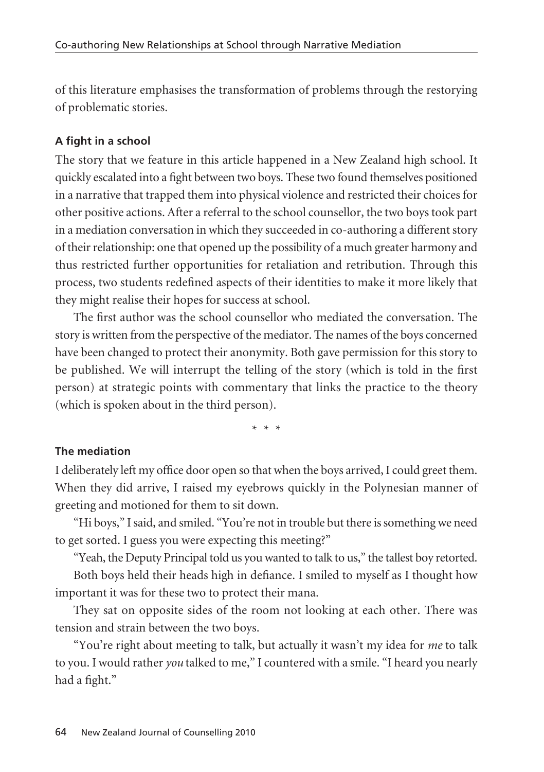of this literature emphasises the transformation of problems through the restorying of problematic stories.

### A fight in a school

The story that we feature in this article happened in a New Zealand high school. It quickly escalated into a fight between two boys. These two found themselves positioned in a narrative that trapped them into physical violence and restricted their choices for other positive actions. After a referral to the school counsellor, the two boys took part in a mediation conversation in which they succeeded in co-authoring a different story of their relationship: one that opened up the possibility of a much greater harmony and thus restricted further opportunities for retaliation and retribution. Through this process, two students redefined aspects of their identities to make it more likely that they might realise their hopes for success at school.

The first author was the school counsellor who mediated the conversation. The story is written from the perspective of the mediator. The names of the boys concerned have been changed to protect their anonymity. Both gave permission for this story to be published. We will interrupt the telling of the story (which is told in the first person) at strategic points with commentary that links the practice to the theory (which is spoken about in the third person).

\* \* \*

### The mediation

I deliberately left my office door open so that when the boys arrived, I could greet them. When they did arrive, I raised my eyebrows quickly in the Polynesian manner of greeting and motioned for them to sit down.

"Hi boys," I said, and smiled. "You're not in trouble but there is something we need to get sorted. I guess you were expecting this meeting?"

"Yeah, the Deputy Principal told us you wanted to talk to us," the tallest boy retorted.

Both boys held their heads high in defiance. I smiled to myself as I thought how important it was for these two to protect their mana.

They sat on opposite sides of the room not looking at each other. There was tension and strain between the two boys.

"You're right about meeting to talk, but actually it wasn't my idea for *me* to talk to you. I would rather *you* talked to me," I countered with a smile. "I heard you nearly had a fight."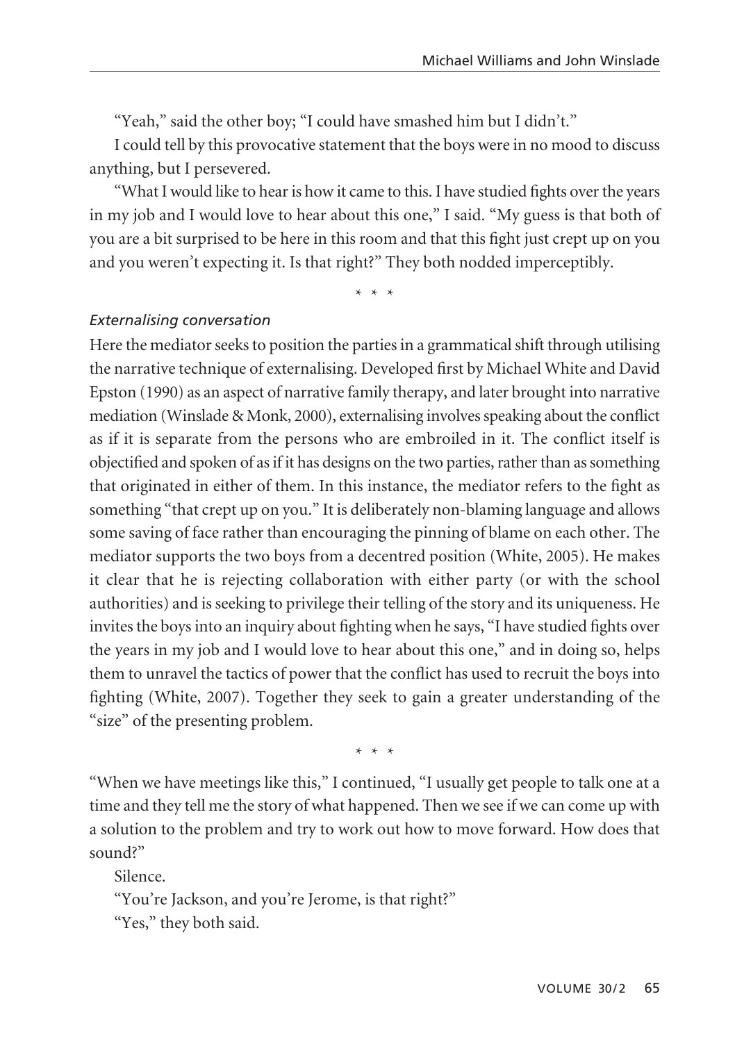"Yeah," said the other boy; "I could have smashed him but I didn't."

I could tell by this provocative statement that the boys were in no mood to discuss anything, but I persevered.

"What I would like to hear is how it came to this. I have studied fights over the years in my job and I would love to hear about this one," I said. "My guess is that both of you are a bit surprised to be here in this room and that this fight just crept up on you and you weren't expecting it. Is that right?" They both nodded imperceptibly.

\* \* \*

*Externalising conversation*

Here the mediator seeks to position the parties in a grammatical shift through utilising the narrative technique of externalising. Developed first by Michael White and David Epston (1990) as an aspect of narrative family therapy, and later brought into narrative mediation (Winslade & Monk, 2000), externalising involves speaking about the conflict as if it is separate from the persons who are embroiled in it. The conflict itself is objectified and spoken of as if it has designs on the two parties, rather than as something that originated in either of them. In this instance, the mediator refers to the fight as something "that crept up on you." It is deliberately non-blaming language and allows some saving of face rather than encouraging the pinning of blame on each other. The mediator supports the two boys from a decentred position (White, 2005). He makes it clear that he is rejecting collaboration with either party (or with the school authorities) and is seeking to privilege their telling of the story and its uniqueness. He invites the boys into an inquiry about fighting when he says, "I have studied fights over the years in my job and I would love to hear about this one," and in doing so, helps them to unravel the tactics of power that the conflict has used to recruit the boys into fighting (White, 2007). Together they seek to gain a greater understanding of the "size" of the presenting problem.

\* \* \*

"When we have meetings like this," I continued, "I usually get people to talk one at a time and they tell me the story of what happened. Then we see if we can come up with a solution to the problem and try to work out how to move forward. How does that sound?"

Silence.

"You're Jackson, and you're Jerome, is that right?"

"Yes," they both said.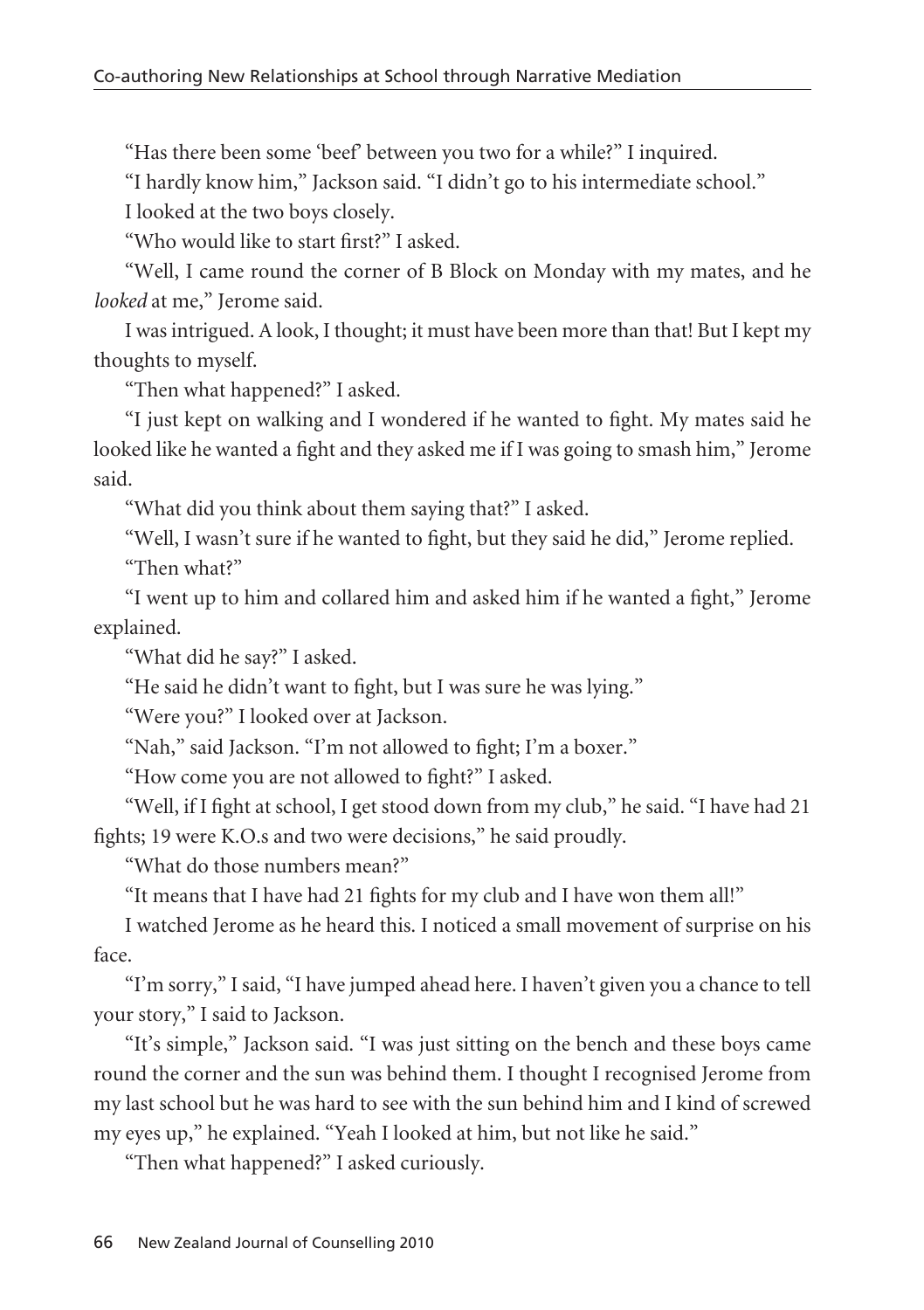"Has there been some 'beef' between you two for a while?" I inquired.

"I hardly know him," Jackson said. "I didn't go to his intermediate school."

I looked at the two boys closely.

"Who would like to start first?" I asked.

"Well, I came round the corner of B Block on Monday with my mates, and he *looked* at me," Jerome said.

I was intrigued. A look, I thought; it must have been more than that! But I kept my thoughts to myself.

"Then what happened?" I asked.

"I just kept on walking and I wondered if he wanted to fight. My mates said he looked like he wanted a fight and they asked me if I was going to smash him," Jerome said.

"What did you think about them saying that?" I asked.

"Well, I wasn't sure if he wanted to fight, but they said he did," Jerome replied.

"Then what?"

"I went up to him and collared him and asked him if he wanted a fight," Jerome explained.

"What did he say?" I asked.

"He said he didn't want to fight, but I was sure he was lying."

"Were you?" I looked over at Jackson.

"Nah," said Jackson. "I'm not allowed to fight; I'm a boxer."

"How come you are not allowed to fight?" I asked.

"Well, if I fight at school, I get stood down from my club," he said. "I have had 21 fights; 19 were K.O.s and two were decisions," he said proudly.

"What do those numbers mean?"

"It means that I have had 21 fights for my club and I have won them all!"

I watched Jerome as he heard this. I noticed a small movement of surprise on his face.

"I'm sorry," I said, "I have jumped ahead here. I haven't given you a chance to tell your story," I said to Jackson.

"It's simple," Jackson said. "I was just sitting on the bench and these boys came round the corner and the sun was behind them. I thought I recognised Jerome from my last school but he was hard to see with the sun behind him and I kind of screwed my eyes up," he explained. "Yeah I looked at him, but not like he said."

"Then what happened?" I asked curiously.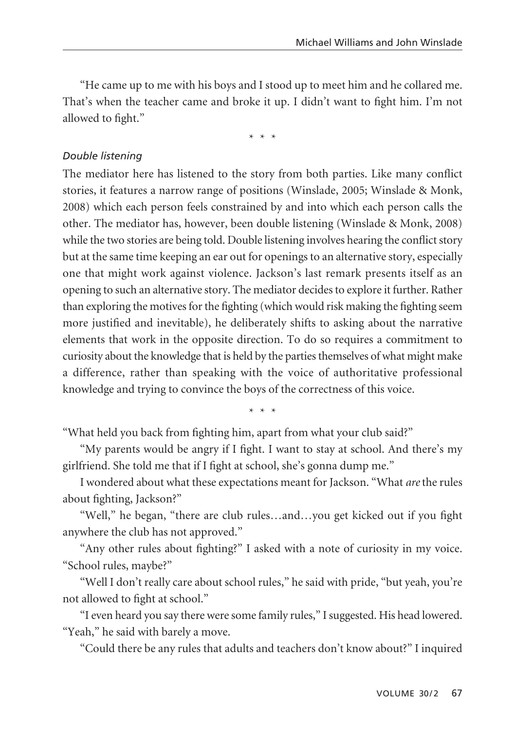"He came up to me with his boys and I stood up to meet him and he collared me. That's when the teacher came and broke it up. I didn't want to fight him. I'm not allowed to fight."

* * *

*Double listening*

The mediator here has listened to the story from both parties. Like many conflict stories, it features a narrow range of positions (Winslade, 2005; Winslade & Monk, 2008) which each person feels constrained by and into which each person calls the other. The mediator has, however, been double listening (Winslade & Monk, 2008) while the two stories are being told. Double listening involves hearing the conflict story but at the same time keeping an ear out for openings to an alternative story, especially one that might work against violence. Jackson's last remark presents itself as an opening to such an alternative story. The mediator decides to explore it further. Rather than exploring the motives for the fighting (which would risk making the fighting seem more justified and inevitable), he deliberately shifts to asking about the narrative elements that work in the opposite direction. To do so requires a commitment to curiosity about the knowledge that is held by the parties themselves of what might make a difference, rather than speaking with the voice of authoritative professional knowledge and trying to convince the boys of the correctness of this voice.

* * *

"What held you back from fighting him, apart from what your club said?"

"My parents would be angry if I fight. I want to stay at school. And there's my girlfriend. She told me that if I fight at school, she's gonna dump me."

I wondered about what these expectations meant for Jackson. "What *are* the rules about fighting, Jackson?"

"Well," he began, "there are club rules…and…you get kicked out if you fight anywhere the club has not approved."

"Any other rules about fighting?" I asked with a note of curiosity in my voice. "School rules, maybe?"

"Well I don't really care about school rules," he said with pride, "but yeah, you're not allowed to fight at school."

"I even heard you say there were some family rules," I suggested. His head lowered. "Yeah," he said with barely a move.

"Could there be any rules that adults and teachers don't know about?" I inquired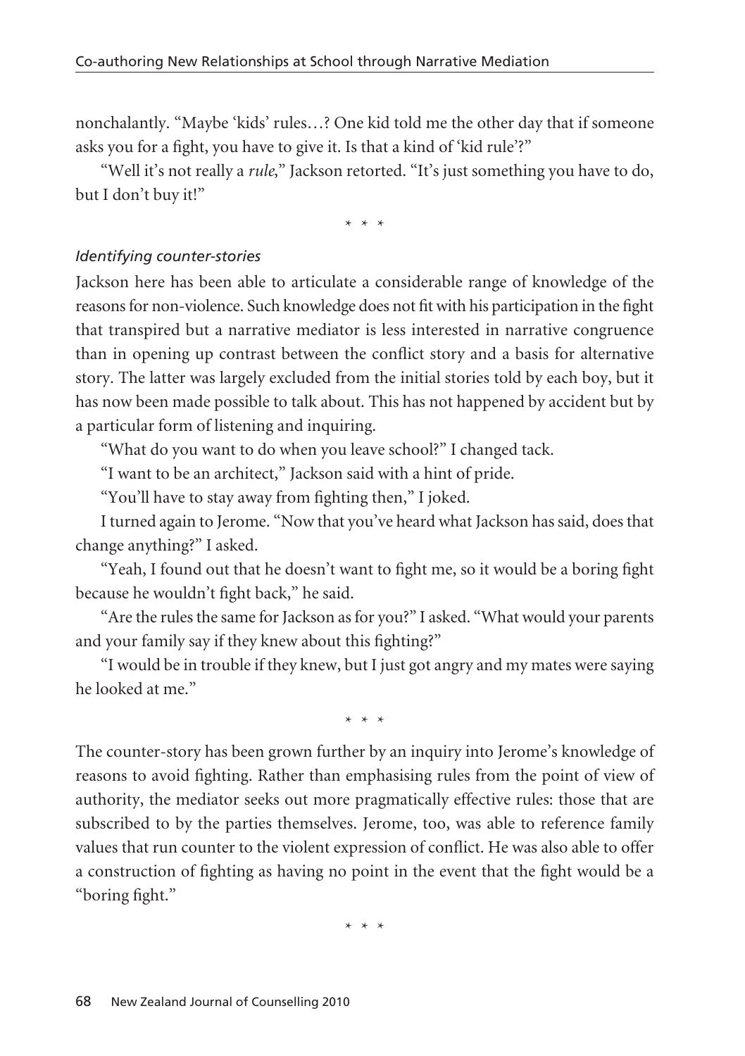nonchalantly. "Maybe 'kids' rules…? One kid told me the other day that if someone asks you for a fight, you have to give it. Is that a kind of 'kid rule'?"

"Well it's not really a *rule*," Jackson retorted. "It's just something you have to do, but I don't buy it!"

\* \* \*

### *Identifying counter-stories*

Jackson here has been able to articulate a considerable range of knowledge of the reasons for non-violence. Such knowledge does not fit with his participation in the fight that transpired but a narrative mediator is less interested in narrative congruence than in opening up contrast between the conflict story and a basis for alternative story. The latter was largely excluded from the initial stories told by each boy, but it has now been made possible to talk about. This has not happened by accident but by a particular form of listening and inquiring.

"What do you want to do when you leave school?" I changed tack.

"I want to be an architect," Jackson said with a hint of pride.

"You'll have to stay away from fighting then," I joked.

I turned again to Jerome. "Now that you've heard what Jackson has said, does that change anything?" I asked.

"Yeah, I found out that he doesn't want to fight me, so it would be a boring fight because he wouldn't fight back," he said.

"Are the rules the same for Jackson as for you?" I asked. "What would your parents and your family say if they knew about this fighting?"

"I would be in trouble if they knew, but I just got angry and my mates were saying he looked at me."

\* \* \*

The counter-story has been grown further by an inquiry into Jerome's knowledge of reasons to avoid fighting. Rather than emphasising rules from the point of view of authority, the mediator seeks out more pragmatically effective rules: those that are subscribed to by the parties themselves. Jerome, too, was able to reference family values that run counter to the violent expression of conflict. He was also able to offer a construction of fighting as having no point in the event that the fight would be a "boring fight."

\* \* \*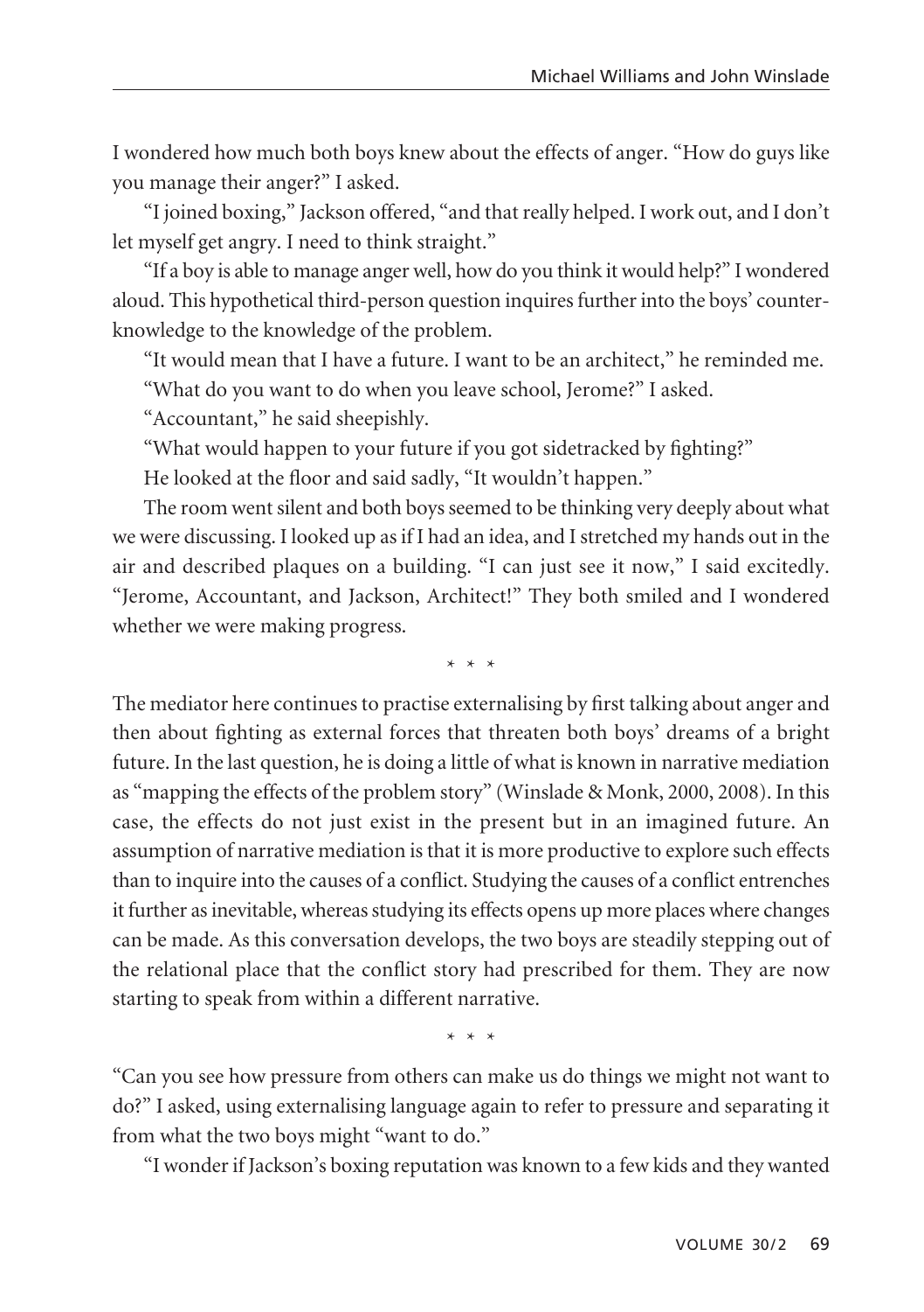I wondered how much both boys knew about the effects of anger. "How do guys like you manage their anger?" I asked.

"I joined boxing," Jackson offered, "and that really helped. I work out, and I don't let myself get angry. I need to think straight."

"If a boy is able to manage anger well, how do you think it would help?" I wondered aloud. This hypothetical third-person question inquires further into the boys' counter-knowledge to the knowledge of the problem.

"It would mean that I have a future. I want to be an architect," he reminded me.

"What do you want to do when you leave school, Jerome?" I asked.

"Accountant," he said sheepishly.

"What would happen to your future if you got sidetracked by fighting?"

He looked at the floor and said sadly, "It wouldn't happen."

The room went silent and both boys seemed to be thinking very deeply about what we were discussing. I looked up as if I had an idea, and I stretched my hands out in the air and described plaques on a building. "I can just see it now," I said excitedly. "Jerome, Accountant, and Jackson, Architect!" They both smiled and I wondered whether we were making progress.

\* \* \*

The mediator here continues to practise externalising by first talking about anger and then about fighting as external forces that threaten both boys' dreams of a bright future. In the last question, he is doing a little of what is known in narrative mediation as "mapping the effects of the problem story" (Winslade & Monk, 2000, 2008). In this case, the effects do not just exist in the present but in an imagined future. An assumption of narrative mediation is that it is more productive to explore such effects than to inquire into the causes of a conflict. Studying the causes of a conflict entrenches it further as inevitable, whereas studying its effects opens up more places where changes can be made. As this conversation develops, the two boys are steadily stepping out of the relational place that the conflict story had prescribed for them. They are now starting to speak from within a different narrative.

\* \* \*

"Can you see how pressure from others can make us do things we might not want to do?" I asked, using externalising language again to refer to pressure and separating it from what the two boys might "want to do."

"I wonder if Jackson's boxing reputation was known to a few kids and they wanted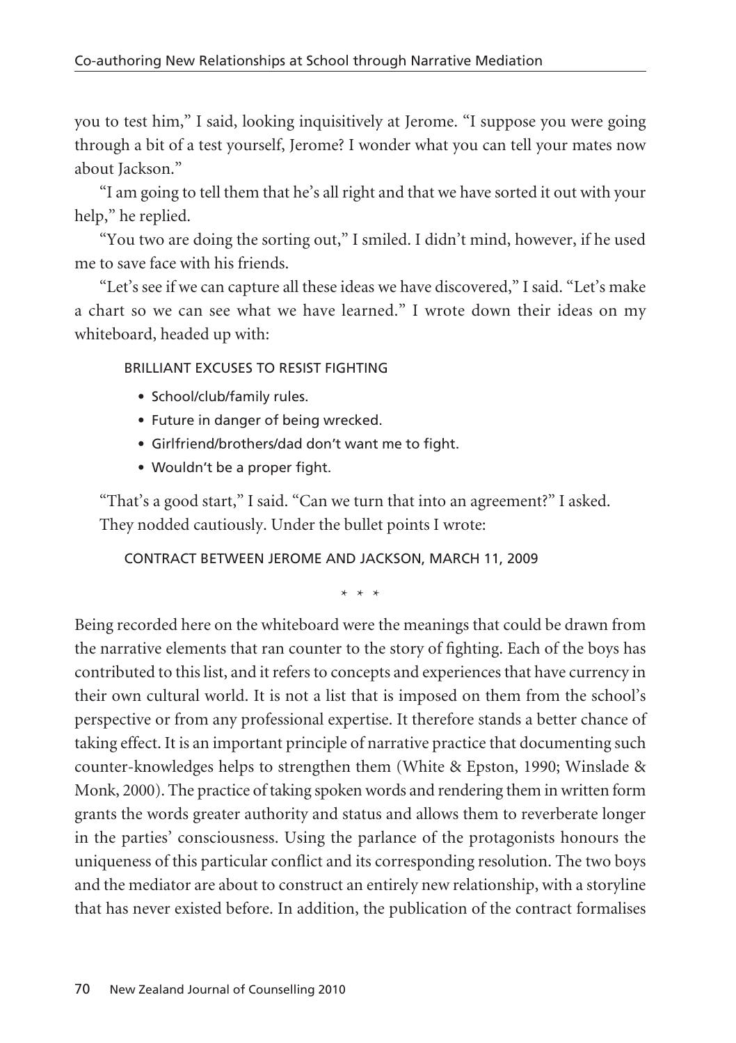you to test him," I said, looking inquisitively at Jerome. "I suppose you were going through a bit of a test yourself, Jerome? I wonder what you can tell your mates now about Jackson."

"I am going to tell them that he's all right and that we have sorted it out with your help," he replied.

"You two are doing the sorting out," I smiled. I didn't mind, however, if he used me to save face with his friends.

"Let's see if we can capture all these ideas we have discovered," I said. "Let's make a chart so we can see what we have learned." I wrote down their ideas on my whiteboard, headed up with:

BRILLIANT EXCUSES TO RESIST FIGHTING

- School/club/family rules.
- Future in danger of being wrecked.
- Girlfriend/brothers/dad don't want me to fight.
- Wouldn't be a proper fight.

"That's a good start," I said. "Can we turn that into an agreement?" I asked.

They nodded cautiously. Under the bullet points I wrote:

CONTRACT BETWEEN JEROME AND JACKSON, MARCH 11, 2009

\* \* \*

Being recorded here on the whiteboard were the meanings that could be drawn from the narrative elements that ran counter to the story of fighting. Each of the boys has contributed to this list, and it refers to concepts and experiences that have currency in their own cultural world. It is not a list that is imposed on them from the school's perspective or from any professional expertise. It therefore stands a better chance of taking effect. It is an important principle of narrative practice that documenting such counter-knowledges helps to strengthen them (White & Epston, 1990; Winslade & Monk, 2000). The practice of taking spoken words and rendering them in written form grants the words greater authority and status and allows them to reverberate longer in the parties' consciousness. Using the parlance of the protagonists honours the uniqueness of this particular conflict and its corresponding resolution. The two boys and the mediator are about to construct an entirely new relationship, with a storyline that has never existed before. In addition, the publication of the contract formalises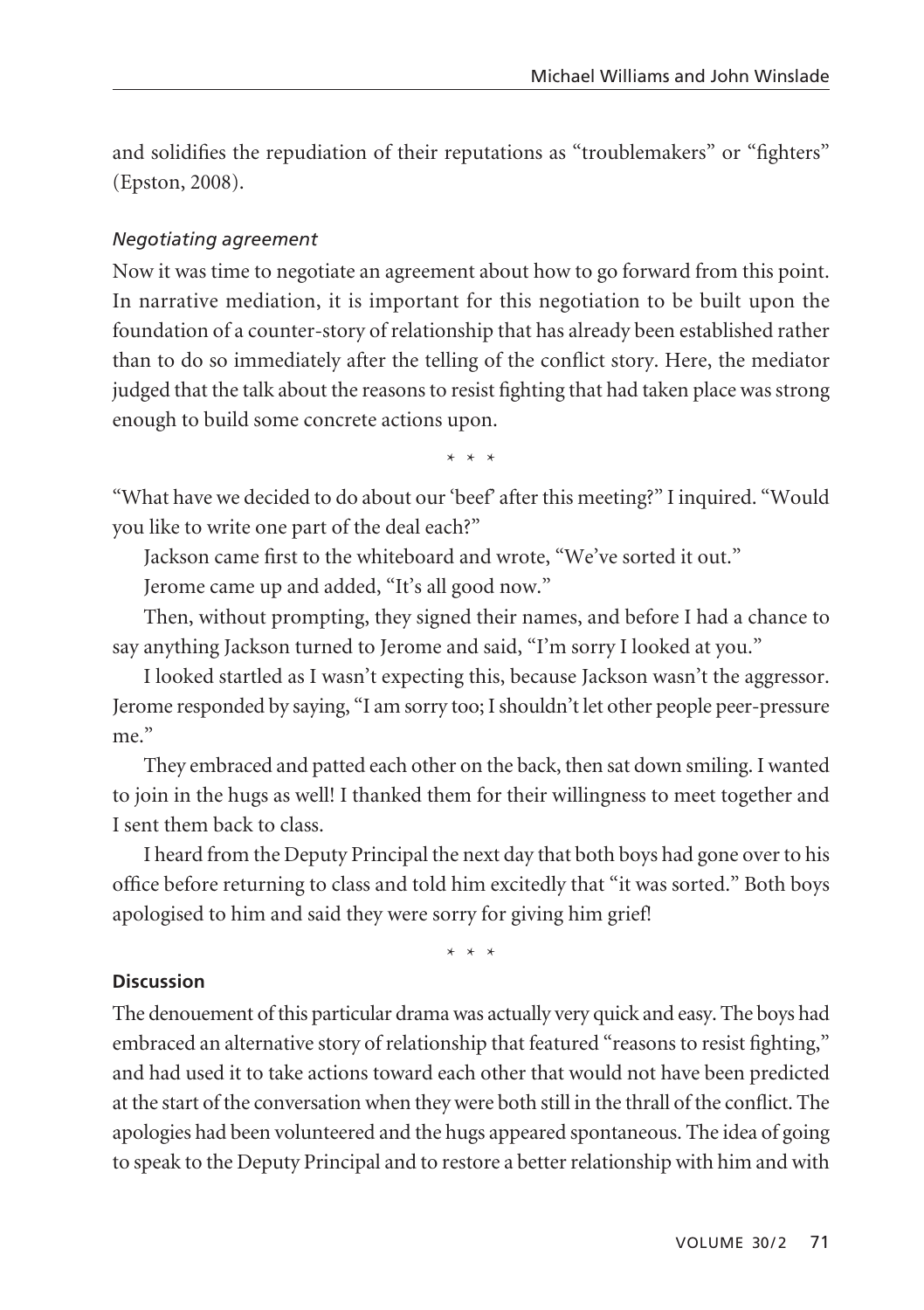and solidifies the repudiation of their reputations as "troublemakers" or "fighters" (Epston, 2008).

### *Negotiating agreement*

Now it was time to negotiate an agreement about how to go forward from this point. In narrative mediation, it is important for this negotiation to be built upon the foundation of a counter-story of relationship that has already been established rather than to do so immediately after the telling of the conflict story. Here, the mediator judged that the talk about the reasons to resist fighting that had taken place was strong enough to build some concrete actions upon.

\* \* \*

"What have we decided to do about our 'beef' after this meeting?" I inquired. "Would you like to write one part of the deal each?"

Jackson came first to the whiteboard and wrote, "We've sorted it out."

Jerome came up and added, "It's all good now."

Then, without prompting, they signed their names, and before I had a chance to say anything Jackson turned to Jerome and said, "I'm sorry I looked at you."

I looked startled as I wasn't expecting this, because Jackson wasn't the aggressor. Jerome responded by saying, "I am sorry too; I shouldn't let other people peer-pressure me."

They embraced and patted each other on the back, then sat down smiling. I wanted to join in the hugs as well! I thanked them for their willingness to meet together and I sent them back to class.

I heard from the Deputy Principal the next day that both boys had gone over to his office before returning to class and told him excitedly that "it was sorted." Both boys apologised to him and said they were sorry for giving him grief!

\* \* \*

## **Discussion**

The denouement of this particular drama was actually very quick and easy. The boys had embraced an alternative story of relationship that featured "reasons to resist fighting," and had used it to take actions toward each other that would not have been predicted at the start of the conversation when they were both still in the thrall of the conflict. The apologies had been volunteered and the hugs appeared spontaneous. The idea of going to speak to the Deputy Principal and to restore a better relationship with him and with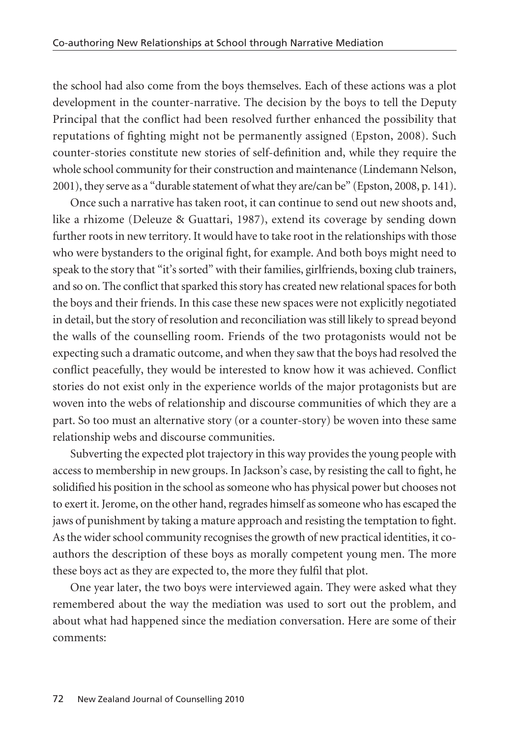the school had also come from the boys themselves. Each of these actions was a plot development in the counter-narrative. The decision by the boys to tell the Deputy Principal that the conflict had been resolved further enhanced the possibility that reputations of fighting might not be permanently assigned (Epston, 2008). Such counter-stories constitute new stories of self-definition and, while they require the whole school community for their construction and maintenance (Lindemann Nelson, 2001), they serve as a "durable statement of what they are/can be" (Epston, 2008, p. 141).

Once such a narrative has taken root, it can continue to send out new shoots and, like a rhizome (Deleuze & Guattari, 1987), extend its coverage by sending down further roots in new territory. It would have to take root in the relationships with those who were bystanders to the original fight, for example. And both boys might need to speak to the story that "it's sorted" with their families, girlfriends, boxing club trainers, and so on. The conflict that sparked this story has created new relational spaces for both the boys and their friends. In this case these new spaces were not explicitly negotiated in detail, but the story of resolution and reconciliation was still likely to spread beyond the walls of the counselling room. Friends of the two protagonists would not be expecting such a dramatic outcome, and when they saw that the boys had resolved the conflict peacefully, they would be interested to know how it was achieved. Conflict stories do not exist only in the experience worlds of the major protagonists but are woven into the webs of relationship and discourse communities of which they are a part. So too must an alternative story (or a counter-story) be woven into these same relationship webs and discourse communities.

Subverting the expected plot trajectory in this way provides the young people with access to membership in new groups. In Jackson's case, by resisting the call to fight, he solidified his position in the school as someone who has physical power but chooses not to exert it. Jerome, on the other hand, regrades himself as someone who has escaped the jaws of punishment by taking a mature approach and resisting the temptation to fight. As the wider school community recognises the growth of new practical identities, it co-authors the description of these boys as morally competent young men. The more these boys act as they are expected to, the more they fulfil that plot.

One year later, the two boys were interviewed again. They were asked what they remembered about the way the mediation was used to sort out the problem, and about what had happened since the mediation conversation. Here are some of their comments: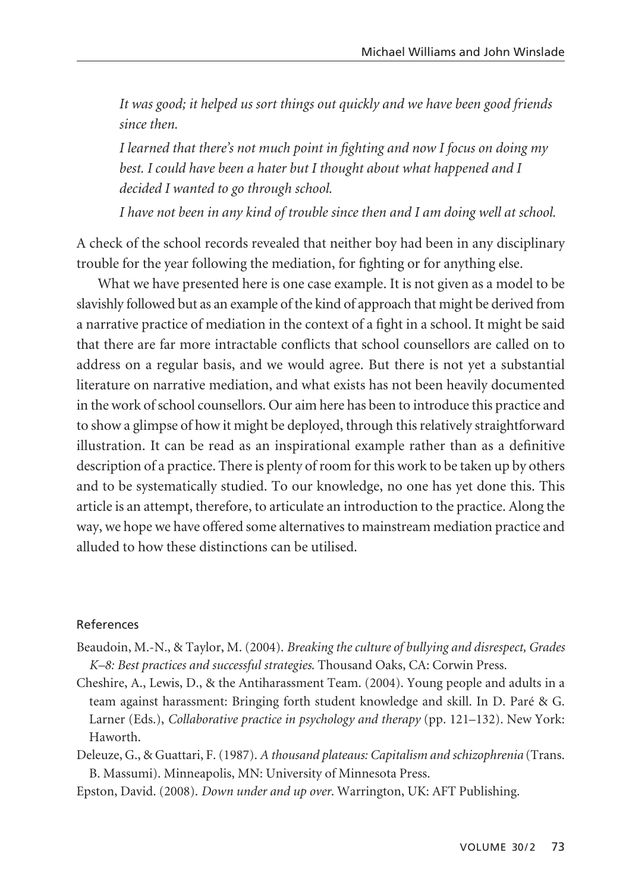*It was good; it helped us sort things out quickly and we have been good friends since then.*

*I learned that there's not much point in fighting and now I focus on doing my best. I could have been a hater but I thought about what happened and I decided I wanted to go through school.*

*I have not been in any kind of trouble since then and I am doing well at school.*

A check of the school records revealed that neither boy had been in any disciplinary trouble for the year following the mediation, for fighting or for anything else.

What we have presented here is one case example. It is not given as a model to be slavishly followed but as an example of the kind of approach that might be derived from a narrative practice of mediation in the context of a fight in a school. It might be said that there are far more intractable conflicts that school counsellors are called on to address on a regular basis, and we would agree. But there is not yet a substantial literature on narrative mediation, and what exists has not been heavily documented in the work of school counsellors. Our aim here has been to introduce this practice and to show a glimpse of how it might be deployed, through this relatively straightforward illustration. It can be read as an inspirational example rather than as a definitive description of a practice. There is plenty of room for this work to be taken up by others and to be systematically studied. To our knowledge, no one has yet done this. This article is an attempt, therefore, to articulate an introduction to the practice. Along the way, we hope we have offered some alternatives to mainstream mediation practice and alluded to how these distinctions can be utilised.

## References

Beaudoin, M.-N., & Taylor, M. (2004). *Breaking the culture of bullying and disrespect, Grades K–8: Best practices and successful strategies.* Thousand Oaks, CA: Corwin Press.

Cheshire, A., Lewis, D., & the Antiharassment Team. (2004). Young people and adults in a team against harassment: Bringing forth student knowledge and skill. In D. Paré & G. Larner (Eds.), *Collaborative practice in psychology and therapy* (pp. 121–132). New York: Haworth.

Deleuze, G., & Guattari, F. (1987). *A thousand plateaus: Capitalism and schizophrenia* (Trans. B. Massumi). Minneapolis, MN: University of Minnesota Press.

Epston, David. (2008). *Down under and up over*. Warrington, UK: AFT Publishing.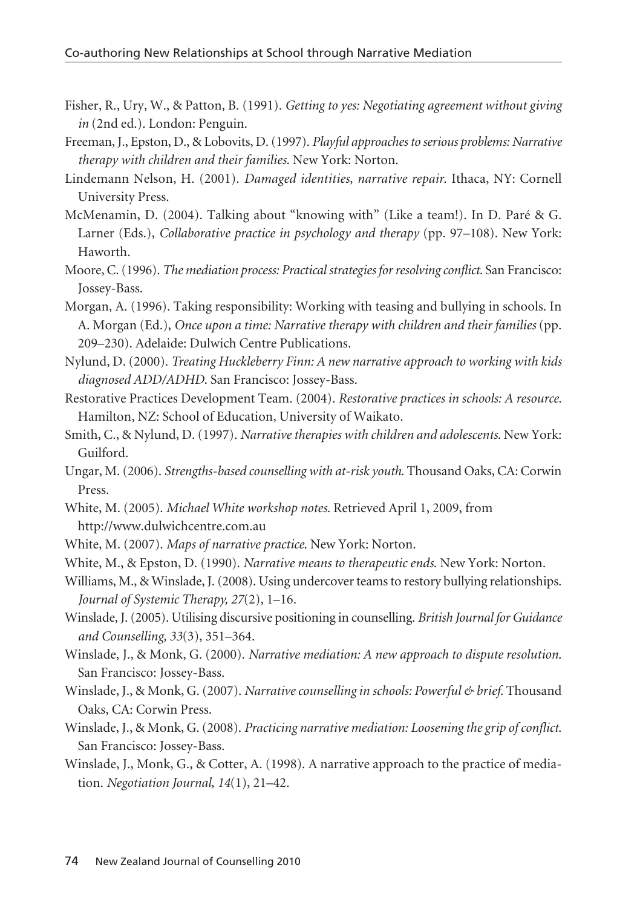Fisher, R., Ury, W., & Patton, B. (1991). *Getting to yes: Negotiating agreement without giving in* (2nd ed.). London: Penguin.

Freeman, J., Epston, D., & Lobovits, D. (1997). *Playful approaches to serious problems: Narrative therapy with children and their families*. New York: Norton.

Lindemann Nelson, H. (2001). *Damaged identities, narrative repair*. Ithaca, NY: Cornell University Press.

McMenamin, D. (2004). Talking about "knowing with" (Like a team!). In D. Paré & G. Larner (Eds.), *Collaborative practice in psychology and therapy* (pp. 97–108). New York: Haworth.

Moore, C. (1996). *The mediation process: Practical strategies for resolving conflict*. San Francisco: Jossey-Bass.

Morgan, A. (1996). Taking responsibility: Working with teasing and bullying in schools. In A. Morgan (Ed.), *Once upon a time: Narrative therapy with children and their families* (pp. 209–230). Adelaide: Dulwich Centre Publications.

Nylund, D. (2000). *Treating Huckleberry Finn: A new narrative approach to working with kids diagnosed ADD/ADHD*. San Francisco: Jossey-Bass.

Restorative Practices Development Team. (2004). *Restorative practices in schools: A resource*. Hamilton, NZ: School of Education, University of Waikato.

Smith, C., & Nylund, D. (1997). *Narrative therapies with children and adolescents*. New York: Guilford.

Ungar, M. (2006). *Strengths-based counselling with at-risk youth*. Thousand Oaks, CA: Corwin Press.

White, M. (2005). *Michael White workshop notes*. Retrieved April 1, 2009, from http://www.dulwichcentre.com.au

White, M. (2007). *Maps of narrative practice*. New York: Norton.

White, M., & Epston, D. (1990). *Narrative means to therapeutic ends*. New York: Norton.

Williams, M., & Winslade, J. (2008). Using undercover teams to restory bullying relationships. *Journal of Systemic Therapy, 27*(2), 1–16.

Winslade, J. (2005). Utilising discursive positioning in counselling. *British Journal for Guidance and Counselling, 33*(3), 351–364.

Winslade, J., & Monk, G. (2000). *Narrative mediation: A new approach to dispute resolution*. San Francisco: Jossey-Bass.

Winslade, J., & Monk, G. (2007). *Narrative counselling in schools: Powerful & brief*. Thousand Oaks, CA: Corwin Press.

Winslade, J., & Monk, G. (2008). *Practicing narrative mediation: Loosening the grip of conflict*. San Francisco: Jossey-Bass.

Winslade, J., Monk, G., & Cotter, A. (1998). A narrative approach to the practice of mediation. *Negotiation Journal, 14*(1), 21–42.